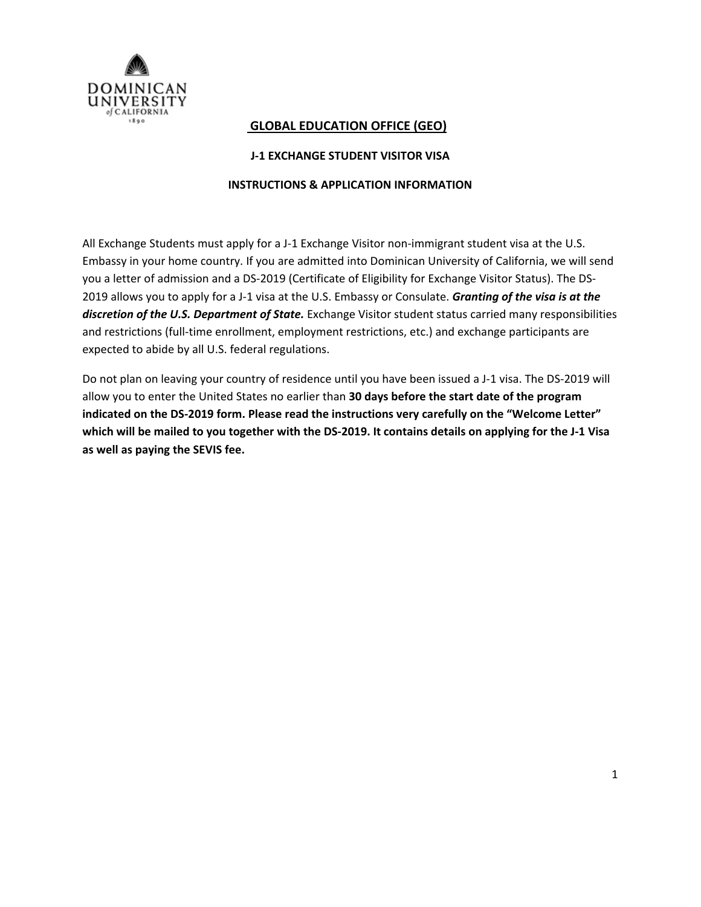DOMINICAN UNIVERSITY of CALIFORNIA 1890

# GLOBAL EDUCATION OFFICE (GEO)

## J-1 EXCHANGE STUDENT VISITOR VISA

## INSTRUCTIONS & APPLICATION INFORMATION

All Exchange Students must apply for a J-1 Exchange Visitor non-immigrant student visa at the U.S. Embassy in your home country. If you are admitted into Dominican University of California, we will send you a letter of admission and a DS-2019 (Certificate of Eligibility for Exchange Visitor Status). The DS-2019 allows you to apply for a J-1 visa at the U.S. Embassy or Consulate. ***Granting of the visa is at the discretion of the U.S. Department of State.*** Exchange Visitor student status carried many responsibilities and restrictions (full-time enrollment, employment restrictions, etc.) and exchange participants are expected to abide by all U.S. federal regulations.

Do not plan on leaving your country of residence until you have been issued a J-1 visa. The DS-2019 will allow you to enter the United States no earlier than **30 days before the start date of the program indicated on the DS-2019 form. Please read the instructions very carefully on the "Welcome Letter" which will be mailed to you together with the DS-2019. It contains details on applying for the J-1 Visa as well as paying the SEVIS fee.**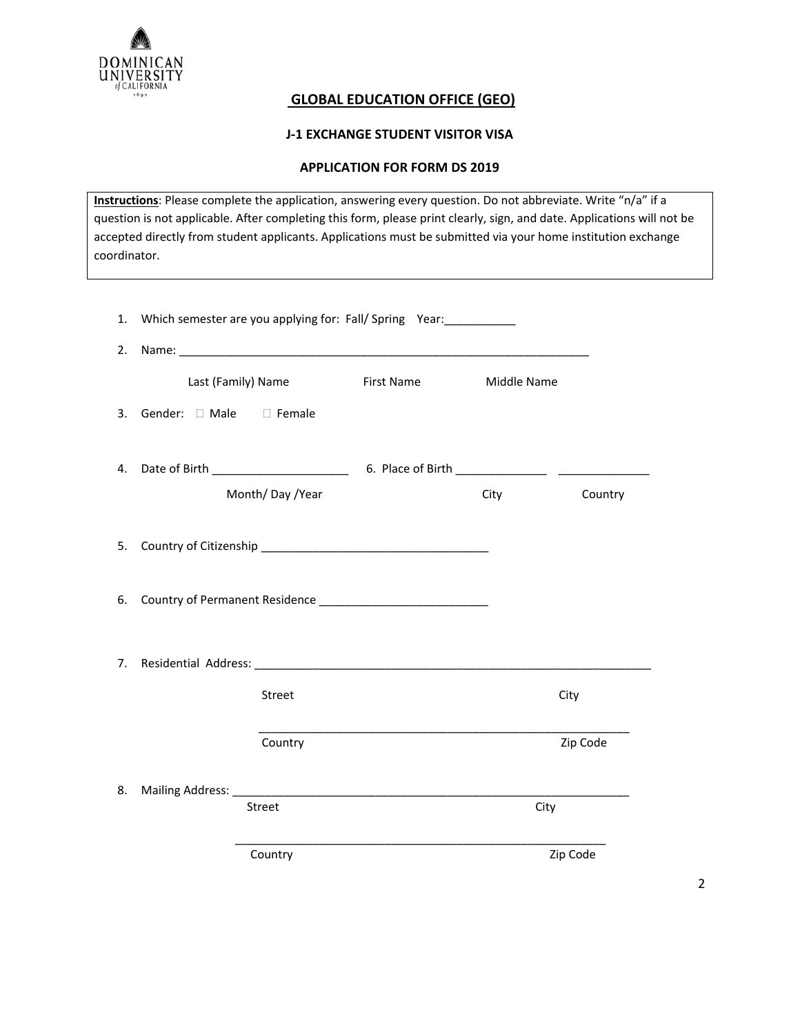DOMINICAN UNIVERSITY of CALIFORNIA

## GLOBAL EDUCATION OFFICE (GEO)

### J-1 EXCHANGE STUDENT VISITOR VISA

### APPLICATION FOR FORM DS 2019

**Instructions**: Please complete the application, answering every question. Do not abbreviate. Write "n/a" if a question is not applicable. After completing this form, please print clearly, sign, and date. Applications will not be accepted directly from student applicants. Applications must be submitted via your home institution exchange coordinator.

1. Which semester are you applying for: Fall/ Spring Year:___________

2. Name: _________________________________________________________________

   Last (Family) Name First Name Middle Name

3. Gender: ☐ Male ☐ Female

4. Date of Birth _____________________ 6. Place of Birth ______________ ______________

   Month/ Day /Year City Country

5. Country of Citizenship ___________________________________

6. Country of Permanent Residence __________________________

7. Residential Address: ______________________________________________________________

   Street City

   ___________________________________________________________

   Country Zip Code

8. Mailing Address: ______________________________________________________________

   Street City

   ___________________________________________________________

   Country Zip Code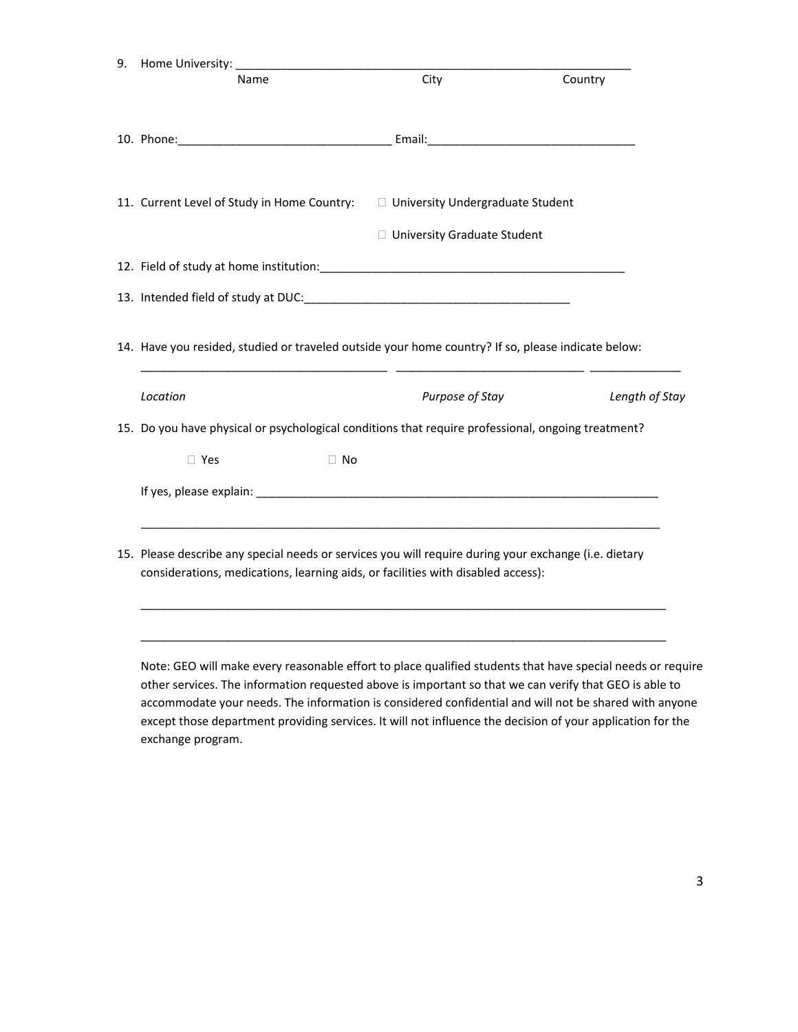9. Home University: ____________________________________________________________

    Name                                        City                        Country

10. Phone:________________________________ Email:_______________________________

11. Current Level of Study in Home Country:    ☐ University Undergraduate Student

    ☐ University Graduate Student

12. Field of study at home institution:_______________________________________________

13. Intended field of study at DUC:_________________________________________

14. Have you resided, studied or traveled outside your home country? If so, please indicate below:

    _____________________________________ ____________________________ ______________

    *Location*                                    *Purpose of Stay*                    *Length of Stay*

15. Do you have physical or psychological conditions that require professional, ongoing treatment?

    ☐ Yes        ☐ No

    If yes, please explain: _______________________________________________________________

    ______________________________________________________________________________

15. Please describe any special needs or services you will require during your exchange (i.e. dietary considerations, medications, learning aids, or facilities with disabled access):

    ______________________________________________________________________________

    ______________________________________________________________________________

    Note: GEO will make every reasonable effort to place qualified students that have special needs or require other services. The information requested above is important so that we can verify that GEO is able to accommodate your needs. The information is considered confidential and will not be shared with anyone except those department providing services. It will not influence the decision of your application for the exchange program.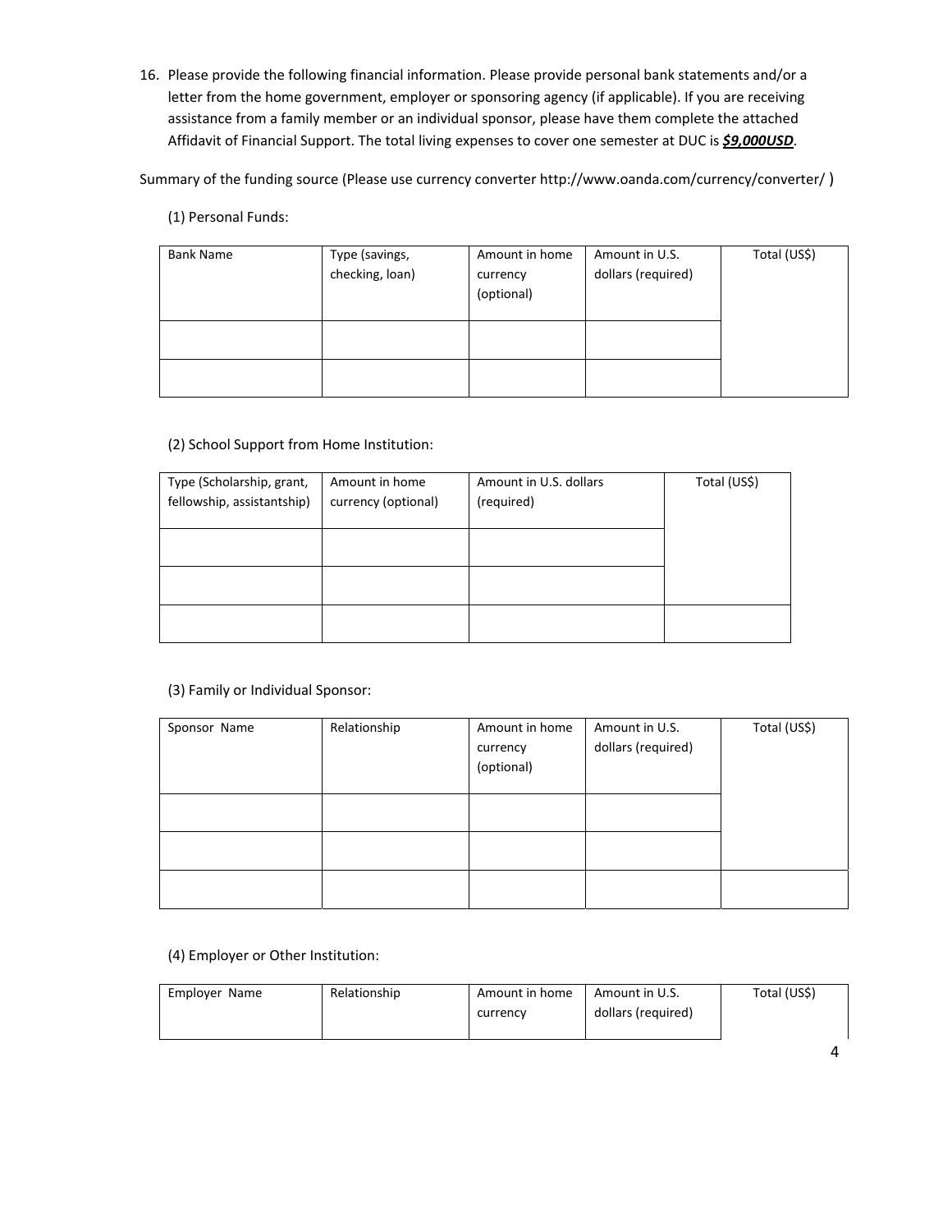16. Please provide the following financial information. Please provide personal bank statements and/or a letter from the home government, employer or sponsoring agency (if applicable). If you are receiving assistance from a family member or an individual sponsor, please have them complete the attached Affidavit of Financial Support. The total living expenses to cover one semester at DUC is ***$9,000USD***.

Summary of the funding source (Please use currency converter http://www.oanda.com/currency/converter/ )

(1) Personal Funds:

| Bank Name | Type (savings, checking, loan) | Amount in home currency (optional) | Amount in U.S. dollars (required) | Total (US$) |
|---|---|---|---|---|
| | | | | |
| | | | | |

(2) School Support from Home Institution:

| Type (Scholarship, grant, fellowship, assistantship) | Amount in home currency (optional) | Amount in U.S. dollars (required) | Total (US$) |
|---|---|---|---|
| | | | |
| | | | |
| | | | |

(3) Family or Individual Sponsor:

| Sponsor Name | Relationship | Amount in home currency (optional) | Amount in U.S. dollars (required) | Total (US$) |
|---|---|---|---|---|
| | | | | |
| | | | | |
| | | | | |

(4) Employer or Other Institution:

| Employer Name | Relationship | Amount in home currency | Amount in U.S. dollars (required) | Total (US$) |
|---|---|---|---|---|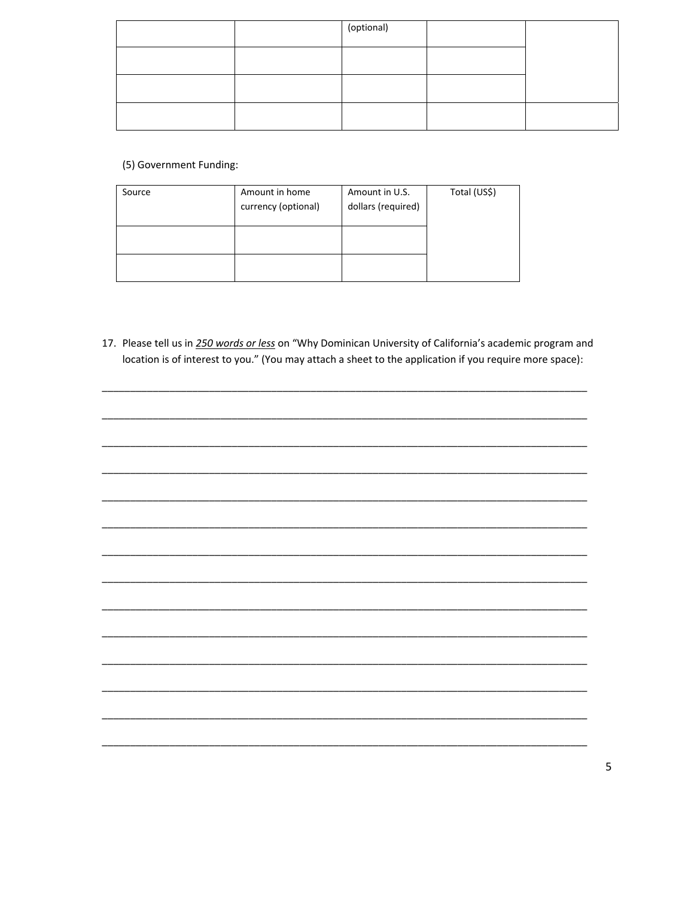| | | (optional) | | |
|---|---|---|---|---|
| | | | | |
| | | | | |
| | | | | |

(5) Government Funding:

| Source | Amount in home currency (optional) | Amount in U.S. dollars (required) | Total (US$) |
|---|---|---|---|
| | | | |
| | | | |

17. Please tell us in ***250 words or less*** on "Why Dominican University of California's academic program and location is of interest to you." (You may attach a sheet to the application if you require more space):

______________________________________________________________________________

______________________________________________________________________________

______________________________________________________________________________

______________________________________________________________________________

______________________________________________________________________________

______________________________________________________________________________

______________________________________________________________________________

______________________________________________________________________________

______________________________________________________________________________

______________________________________________________________________________

______________________________________________________________________________

______________________________________________________________________________

______________________________________________________________________________

______________________________________________________________________________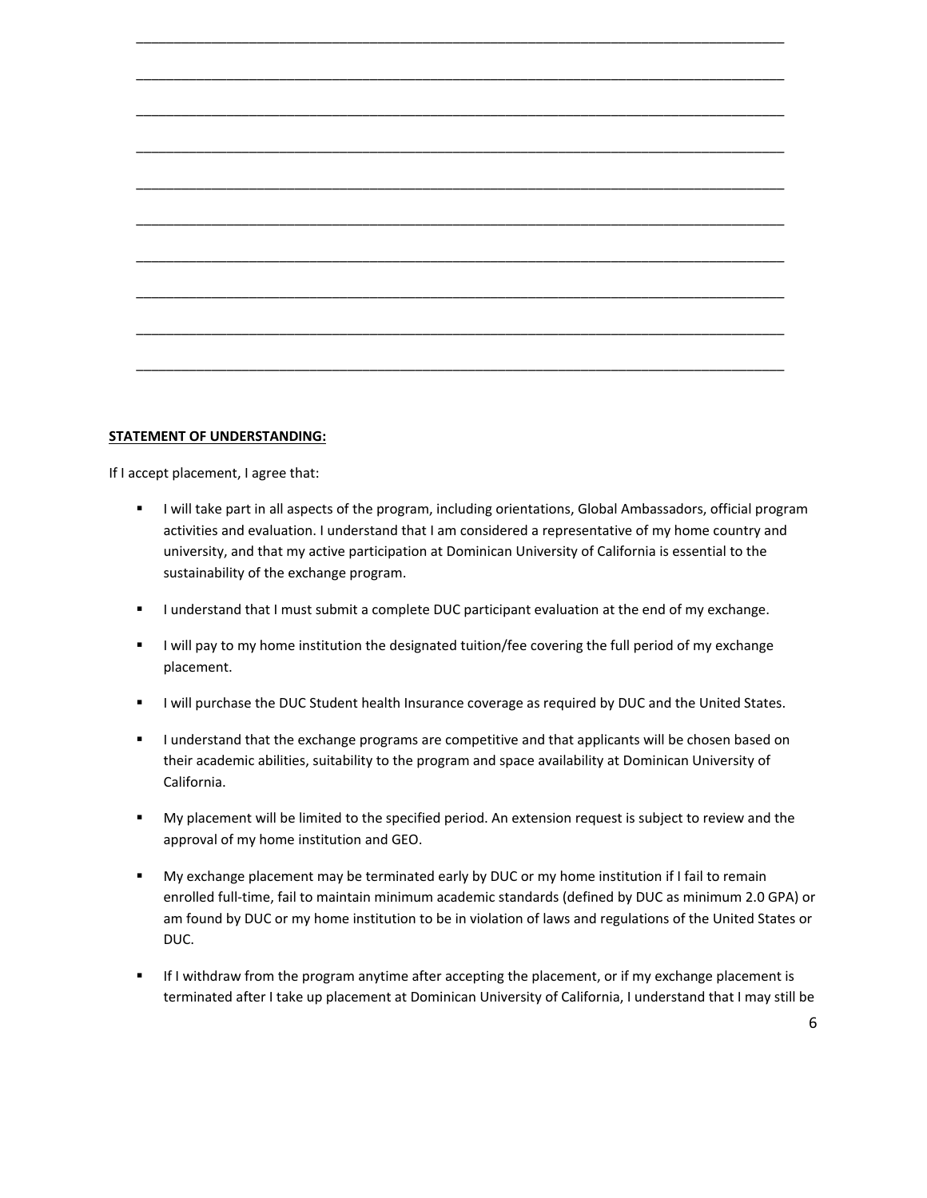\_\_\_\_\_\_\_\_\_\_\_\_\_\_\_\_\_\_\_\_\_\_\_\_\_\_\_\_\_\_\_\_\_\_\_\_\_\_\_\_\_\_\_\_\_\_\_\_\_\_\_\_\_\_\_\_\_\_\_\_\_\_\_\_\_\_\_\_\_\_\_\_\_\_\_\_\_\_

\_\_\_\_\_\_\_\_\_\_\_\_\_\_\_\_\_\_\_\_\_\_\_\_\_\_\_\_\_\_\_\_\_\_\_\_\_\_\_\_\_\_\_\_\_\_\_\_\_\_\_\_\_\_\_\_\_\_\_\_\_\_\_\_\_\_\_\_\_\_\_\_\_\_\_\_\_\_

\_\_\_\_\_\_\_\_\_\_\_\_\_\_\_\_\_\_\_\_\_\_\_\_\_\_\_\_\_\_\_\_\_\_\_\_\_\_\_\_\_\_\_\_\_\_\_\_\_\_\_\_\_\_\_\_\_\_\_\_\_\_\_\_\_\_\_\_\_\_\_\_\_\_\_\_\_\_

\_\_\_\_\_\_\_\_\_\_\_\_\_\_\_\_\_\_\_\_\_\_\_\_\_\_\_\_\_\_\_\_\_\_\_\_\_\_\_\_\_\_\_\_\_\_\_\_\_\_\_\_\_\_\_\_\_\_\_\_\_\_\_\_\_\_\_\_\_\_\_\_\_\_\_\_\_\_

\_\_\_\_\_\_\_\_\_\_\_\_\_\_\_\_\_\_\_\_\_\_\_\_\_\_\_\_\_\_\_\_\_\_\_\_\_\_\_\_\_\_\_\_\_\_\_\_\_\_\_\_\_\_\_\_\_\_\_\_\_\_\_\_\_\_\_\_\_\_\_\_\_\_\_\_\_\_

\_\_\_\_\_\_\_\_\_\_\_\_\_\_\_\_\_\_\_\_\_\_\_\_\_\_\_\_\_\_\_\_\_\_\_\_\_\_\_\_\_\_\_\_\_\_\_\_\_\_\_\_\_\_\_\_\_\_\_\_\_\_\_\_\_\_\_\_\_\_\_\_\_\_\_\_\_\_

\_\_\_\_\_\_\_\_\_\_\_\_\_\_\_\_\_\_\_\_\_\_\_\_\_\_\_\_\_\_\_\_\_\_\_\_\_\_\_\_\_\_\_\_\_\_\_\_\_\_\_\_\_\_\_\_\_\_\_\_\_\_\_\_\_\_\_\_\_\_\_\_\_\_\_\_\_\_

\_\_\_\_\_\_\_\_\_\_\_\_\_\_\_\_\_\_\_\_\_\_\_\_\_\_\_\_\_\_\_\_\_\_\_\_\_\_\_\_\_\_\_\_\_\_\_\_\_\_\_\_\_\_\_\_\_\_\_\_\_\_\_\_\_\_\_\_\_\_\_\_\_\_\_\_\_\_

\_\_\_\_\_\_\_\_\_\_\_\_\_\_\_\_\_\_\_\_\_\_\_\_\_\_\_\_\_\_\_\_\_\_\_\_\_\_\_\_\_\_\_\_\_\_\_\_\_\_\_\_\_\_\_\_\_\_\_\_\_\_\_\_\_\_\_\_\_\_\_\_\_\_\_\_\_\_

\_\_\_\_\_\_\_\_\_\_\_\_\_\_\_\_\_\_\_\_\_\_\_\_\_\_\_\_\_\_\_\_\_\_\_\_\_\_\_\_\_\_\_\_\_\_\_\_\_\_\_\_\_\_\_\_\_\_\_\_\_\_\_\_\_\_\_\_\_\_\_\_\_\_\_\_\_\_

**STATEMENT OF UNDERSTANDING:**

If I accept placement, I agree that:

- I will take part in all aspects of the program, including orientations, Global Ambassadors, official program activities and evaluation. I understand that I am considered a representative of my home country and university, and that my active participation at Dominican University of California is essential to the sustainability of the exchange program.
- I understand that I must submit a complete DUC participant evaluation at the end of my exchange.
- I will pay to my home institution the designated tuition/fee covering the full period of my exchange placement.
- I will purchase the DUC Student health Insurance coverage as required by DUC and the United States.
- I understand that the exchange programs are competitive and that applicants will be chosen based on their academic abilities, suitability to the program and space availability at Dominican University of California.
- My placement will be limited to the specified period. An extension request is subject to review and the approval of my home institution and GEO.
- My exchange placement may be terminated early by DUC or my home institution if I fail to remain enrolled full-time, fail to maintain minimum academic standards (defined by DUC as minimum 2.0 GPA) or am found by DUC or my home institution to be in violation of laws and regulations of the United States or DUC.
- If I withdraw from the program anytime after accepting the placement, or if my exchange placement is terminated after I take up placement at Dominican University of California, I understand that I may still be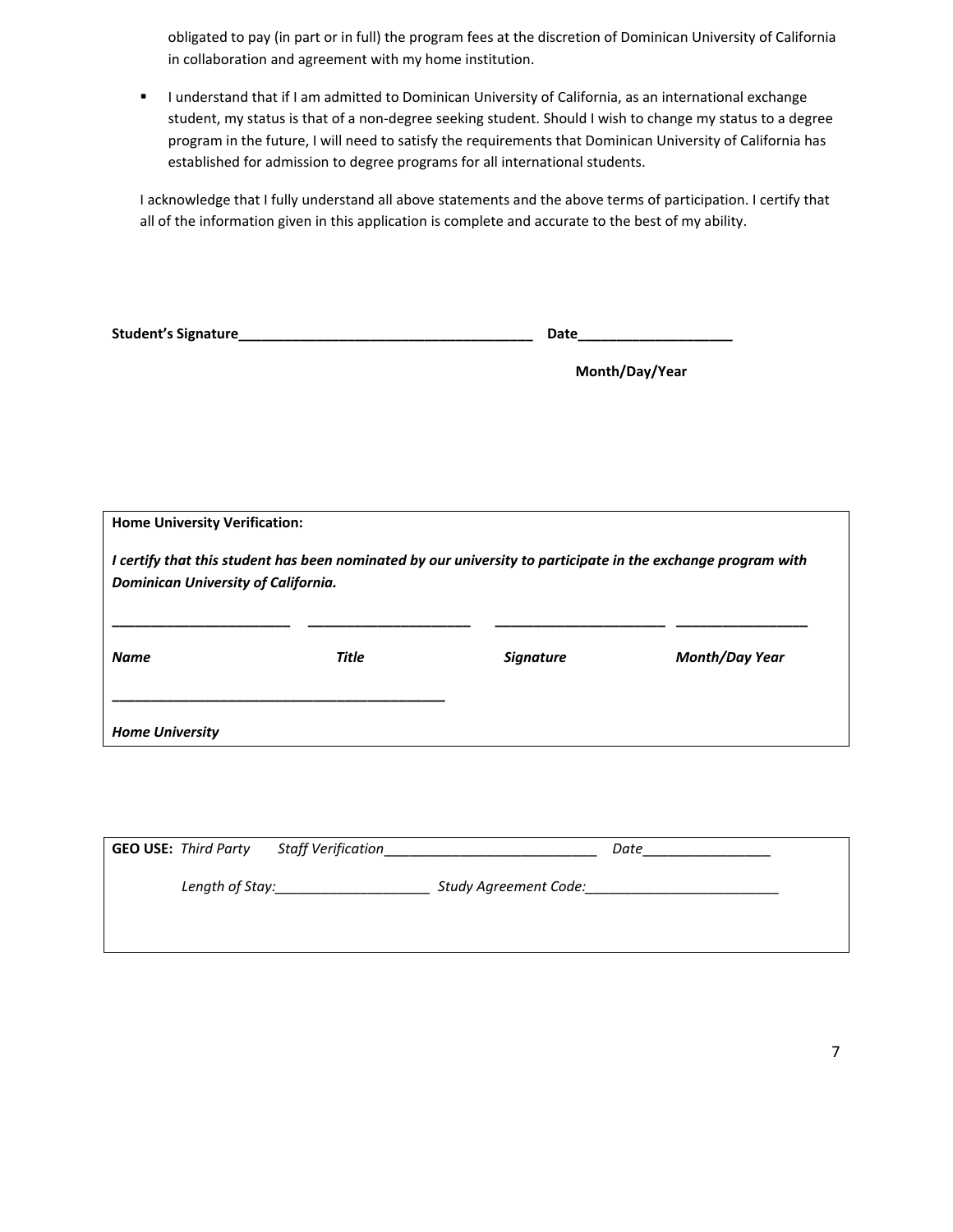obligated to pay (in part or in full) the program fees at the discretion of Dominican University of California in collaboration and agreement with my home institution.

- I understand that if I am admitted to Dominican University of California, as an international exchange student, my status is that of a non-degree seeking student. Should I wish to change my status to a degree program in the future, I will need to satisfy the requirements that Dominican University of California has established for admission to degree programs for all international students.

I acknowledge that I fully understand all above statements and the above terms of participation. I certify that all of the information given in this application is complete and accurate to the best of my ability.

**Student's Signature**_______________________________________ **Date**____________________

**Month/Day/Year**

**Home University Verification:**

***I certify that this student has been nominated by our university to participate in the exchange program with Dominican University of California.***

________________________ ______________________ _______________________ __________________

***Name*** ***Title*** ***Signature*** ***Month/Day Year***

_____________________________________________

***Home University***

**GEO USE:** *Third Party* *Staff Verification*____________________________ *Date*_________________

*Length of Stay:*_____________________ *Study Agreement Code:*__________________________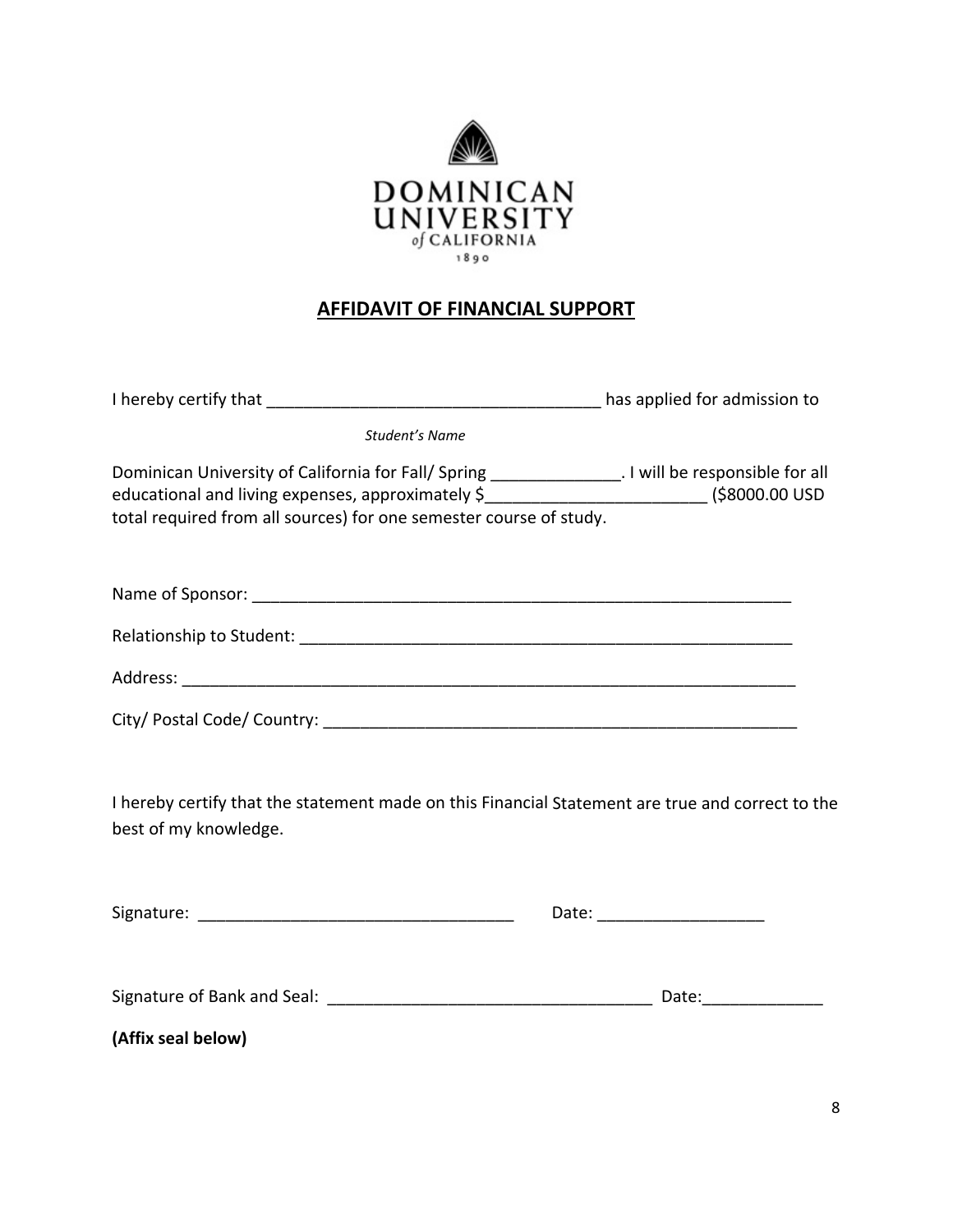DOMINICAN UNIVERSITY of CALIFORNIA 1890

## AFFIDAVIT OF FINANCIAL SUPPORT

I hereby certify that ____________________________________ has applied for admission to

*Student's Name*

Dominican University of California for Fall/ Spring ______________. I will be responsible for all educational and living expenses, approximately $________________________ ($8000.00 USD total required from all sources) for one semester course of study.

Name of Sponsor: ____________________________________________________________

Relationship to Student: _______________________________________________________

Address: ____________________________________________________________________

City/ Postal Code/ Country: _____________________________________________________

I hereby certify that the statement made on this Financial Statement are true and correct to the best of my knowledge.

Signature: __________________________________ Date: _________________

Signature of Bank and Seal: ___________________________________ Date:_____________

**(Affix seal below)**